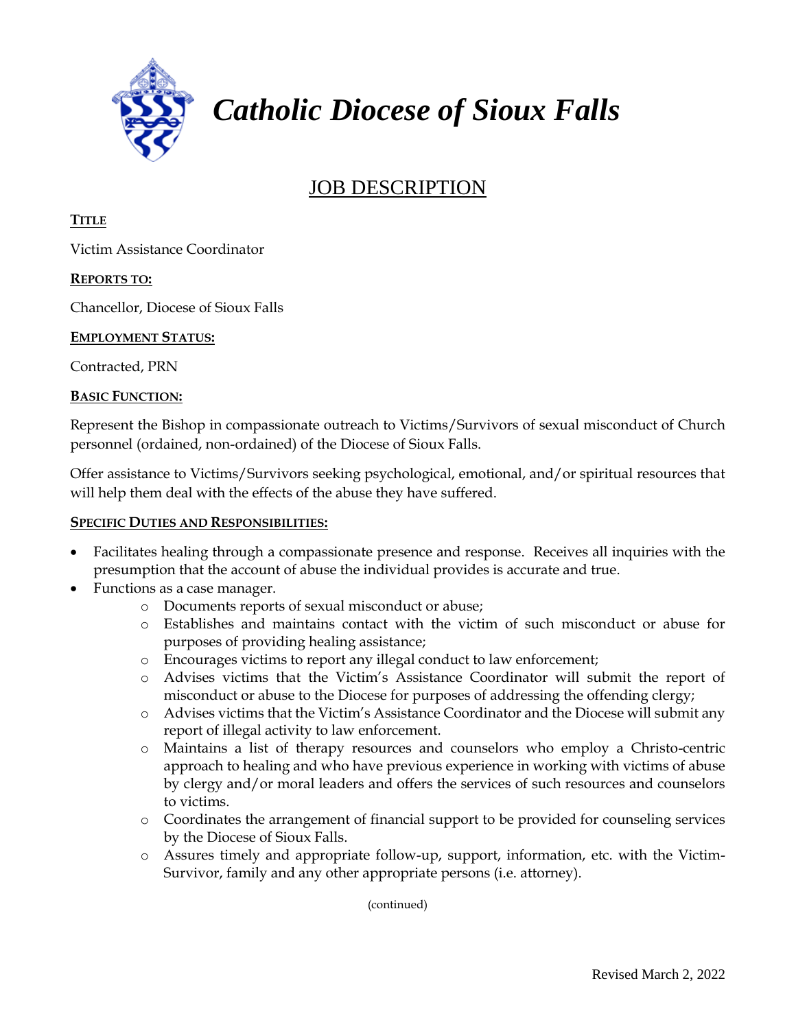# *Catholic Diocese of Sioux Falls*

## JOB DESCRIPTION

**TITLE**

Victim Assistance Coordinator

**REPORTS TO:**

Chancellor, Diocese of Sioux Falls

**EMPLOYMENT STATUS:**

Contracted, PRN

**BASIC FUNCTION:**

Represent the Bishop in compassionate outreach to Victims/Survivors of sexual misconduct of Church personnel (ordained, non-ordained) of the Diocese of Sioux Falls.

Offer assistance to Victims/Survivors seeking psychological, emotional, and/or spiritual resources that will help them deal with the effects of the abuse they have suffered.

**SPECIFIC DUTIES AND RESPONSIBILITIES:**

- Facilitates healing through a compassionate presence and response. Receives all inquiries with the presumption that the account of abuse the individual provides is accurate and true.
- Functions as a case manager.
  - Documents reports of sexual misconduct or abuse;
  - Establishes and maintains contact with the victim of such misconduct or abuse for purposes of providing healing assistance;
  - Encourages victims to report any illegal conduct to law enforcement;
  - Advises victims that the Victim's Assistance Coordinator will submit the report of misconduct or abuse to the Diocese for purposes of addressing the offending clergy;
  - Advises victims that the Victim's Assistance Coordinator and the Diocese will submit any report of illegal activity to law enforcement.
  - Maintains a list of therapy resources and counselors who employ a Christo-centric approach to healing and who have previous experience in working with victims of abuse by clergy and/or moral leaders and offers the services of such resources and counselors to victims.
  - Coordinates the arrangement of financial support to be provided for counseling services by the Diocese of Sioux Falls.
  - Assures timely and appropriate follow-up, support, information, etc. with the Victim-Survivor, family and any other appropriate persons (i.e. attorney).

(continued)

Revised March 2, 2022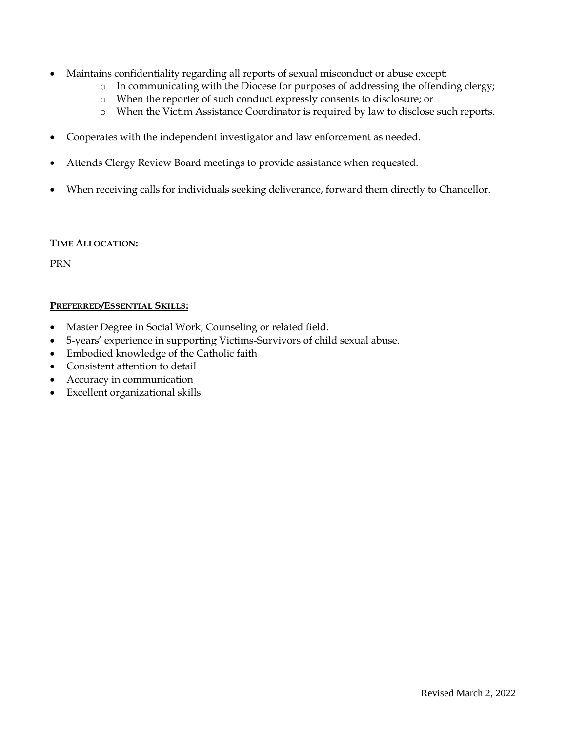- Maintains confidentiality regarding all reports of sexual misconduct or abuse except:
  - In communicating with the Diocese for purposes of addressing the offending clergy;
  - When the reporter of such conduct expressly consents to disclosure; or
  - When the Victim Assistance Coordinator is required by law to disclose such reports.

- Cooperates with the independent investigator and law enforcement as needed.

- Attends Clergy Review Board meetings to provide assistance when requested.

- When receiving calls for individuals seeking deliverance, forward them directly to Chancellor.

**TIME ALLOCATION:**

PRN

**PREFERRED/ESSENTIAL SKILLS:**

- Master Degree in Social Work, Counseling or related field.
- 5-years' experience in supporting Victims-Survivors of child sexual abuse.
- Embodied knowledge of the Catholic faith
- Consistent attention to detail
- Accuracy in communication
- Excellent organizational skills

Revised March 2, 2022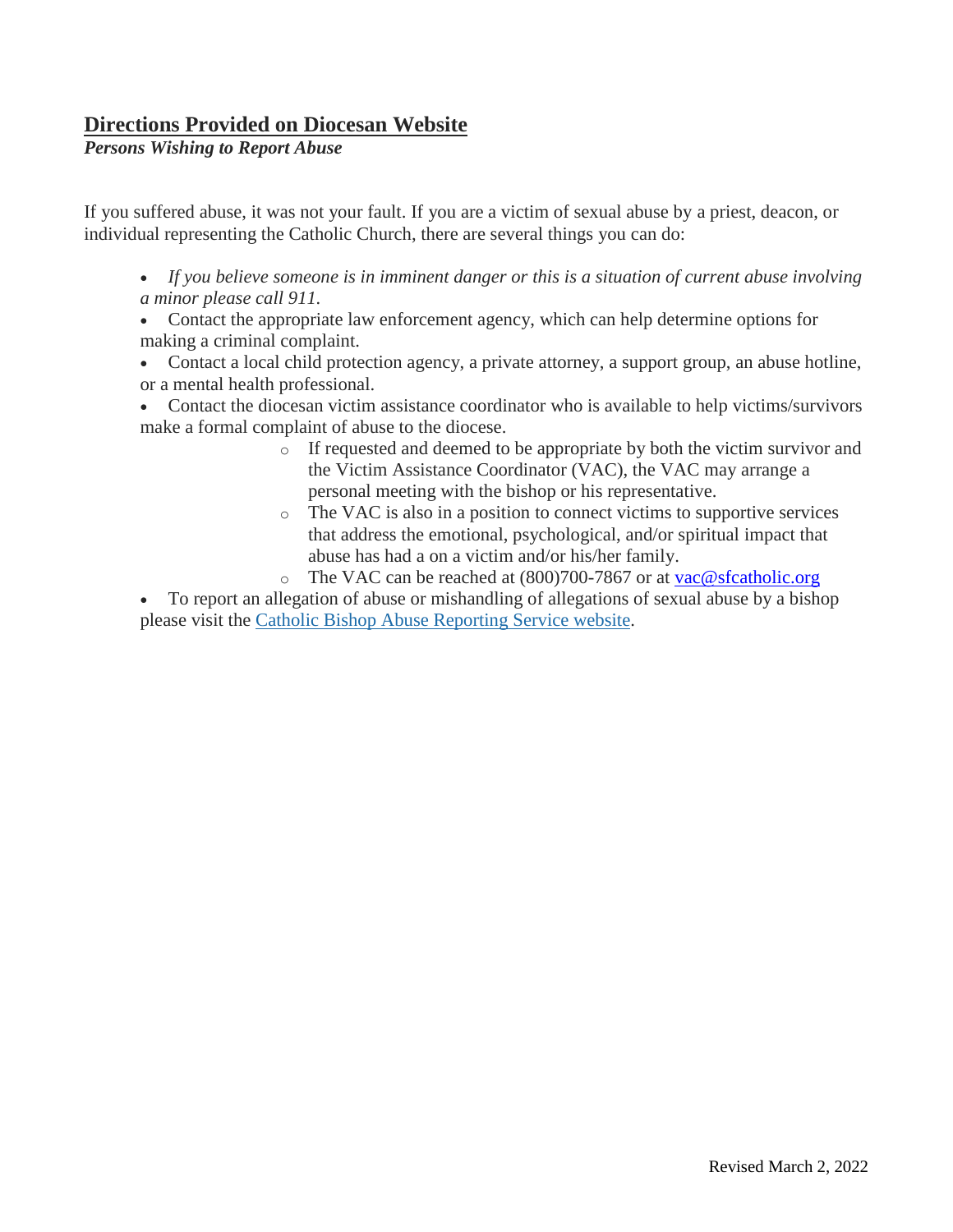## Directions Provided on Diocesan Website

***Persons Wishing to Report Abuse***

If you suffered abuse, it was not your fault. If you are a victim of sexual abuse by a priest, deacon, or individual representing the Catholic Church, there are several things you can do:

- *If you believe someone is in imminent danger or this is a situation of current abuse involving a minor please call 911.*
- Contact the appropriate law enforcement agency, which can help determine options for making a criminal complaint.
- Contact a local child protection agency, a private attorney, a support group, an abuse hotline, or a mental health professional.
- Contact the diocesan victim assistance coordinator who is available to help victims/survivors make a formal complaint of abuse to the diocese.
  - If requested and deemed to be appropriate by both the victim survivor and the Victim Assistance Coordinator (VAC), the VAC may arrange a personal meeting with the bishop or his representative.
  - The VAC is also in a position to connect victims to supportive services that address the emotional, psychological, and/or spiritual impact that abuse has had a on a victim and/or his/her family.
  - The VAC can be reached at (800)700-7867 or at vac@sfcatholic.org
- To report an allegation of abuse or mishandling of allegations of sexual abuse by a bishop please visit the Catholic Bishop Abuse Reporting Service website.

Revised March 2, 2022